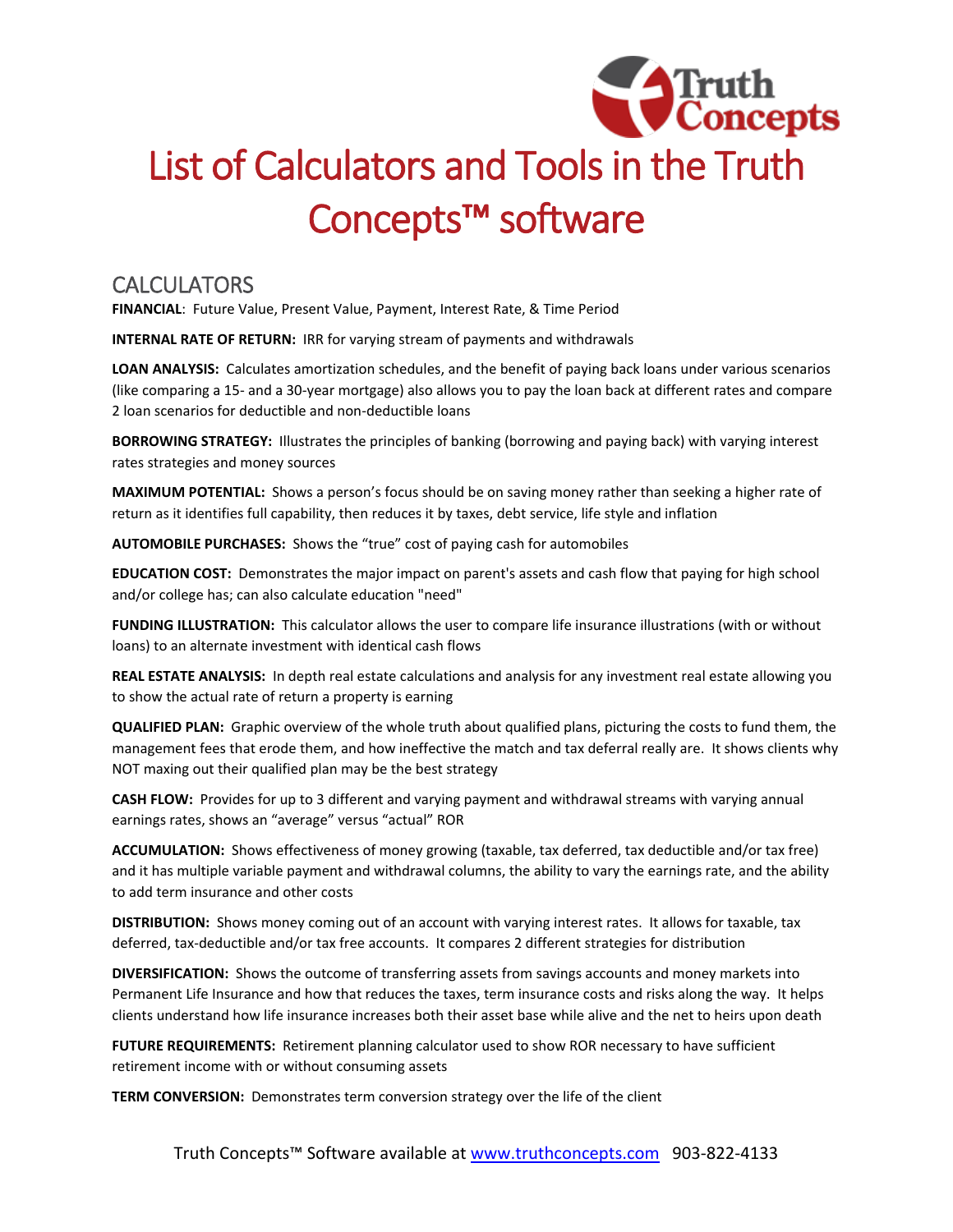# List of Calculators and Tools in the Truth Concepts™ software

## CALCULATORS

**FINANCIAL**: Future Value, Present Value, Payment, Interest Rate, & Time Period

**INTERNAL RATE OF RETURN:** IRR for varying stream of payments and withdrawals

**LOAN ANALYSIS:** Calculates amortization schedules, and the benefit of paying back loans under various scenarios (like comparing a 15- and a 30-year mortgage) also allows you to pay the loan back at different rates and compare 2 loan scenarios for deductible and non-deductible loans

**BORROWING STRATEGY:** Illustrates the principles of banking (borrowing and paying back) with varying interest rates strategies and money sources

**MAXIMUM POTENTIAL:** Shows a person's focus should be on saving money rather than seeking a higher rate of return as it identifies full capability, then reduces it by taxes, debt service, life style and inflation

**AUTOMOBILE PURCHASES:** Shows the "true" cost of paying cash for automobiles

**EDUCATION COST:** Demonstrates the major impact on parent's assets and cash flow that paying for high school and/or college has; can also calculate education "need"

**FUNDING ILLUSTRATION:** This calculator allows the user to compare life insurance illustrations (with or without loans) to an alternate investment with identical cash flows

**REAL ESTATE ANALYSIS:** In depth real estate calculations and analysis for any investment real estate allowing you to show the actual rate of return a property is earning

**QUALIFIED PLAN:** Graphic overview of the whole truth about qualified plans, picturing the costs to fund them, the management fees that erode them, and how ineffective the match and tax deferral really are. It shows clients why NOT maxing out their qualified plan may be the best strategy

**CASH FLOW:** Provides for up to 3 different and varying payment and withdrawal streams with varying annual earnings rates, shows an "average" versus "actual" ROR

**ACCUMULATION:** Shows effectiveness of money growing (taxable, tax deferred, tax deductible and/or tax free) and it has multiple variable payment and withdrawal columns, the ability to vary the earnings rate, and the ability to add term insurance and other costs

**DISTRIBUTION:** Shows money coming out of an account with varying interest rates. It allows for taxable, tax deferred, tax-deductible and/or tax free accounts. It compares 2 different strategies for distribution

**DIVERSIFICATION:** Shows the outcome of transferring assets from savings accounts and money markets into Permanent Life Insurance and how that reduces the taxes, term insurance costs and risks along the way. It helps clients understand how life insurance increases both their asset base while alive and the net to heirs upon death

**FUTURE REQUIREMENTS:** Retirement planning calculator used to show ROR necessary to have sufficient retirement income with or without consuming assets

**TERM CONVERSION:** Demonstrates term conversion strategy over the life of the client

Truth Concepts™ Software available at www.truthconcepts.com 903-822-4133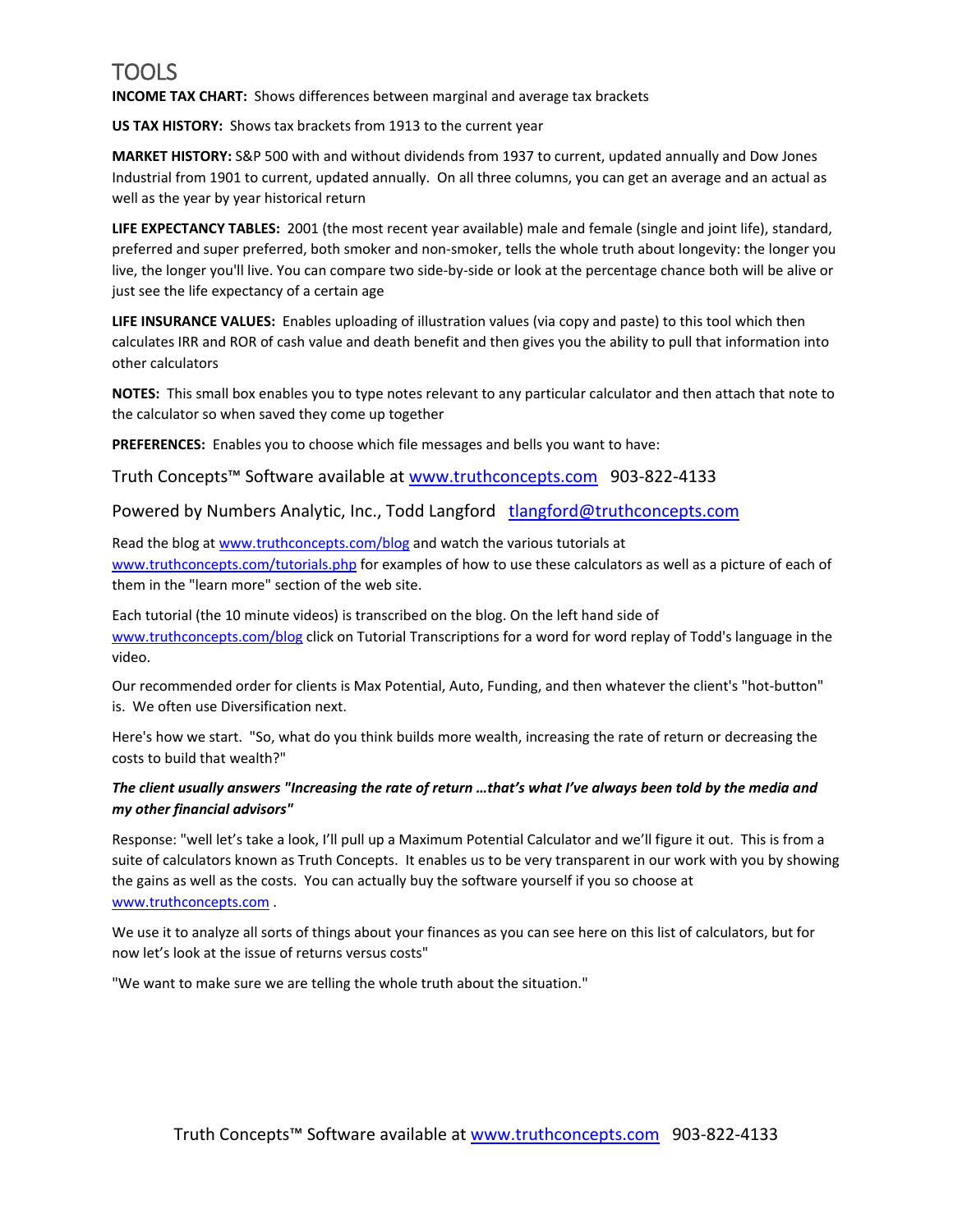# TOOLS

**INCOME TAX CHART:** Shows differences between marginal and average tax brackets

**US TAX HISTORY:** Shows tax brackets from 1913 to the current year

**MARKET HISTORY:** S&P 500 with and without dividends from 1937 to current, updated annually and Dow Jones Industrial from 1901 to current, updated annually. On all three columns, you can get an average and an actual as well as the year by year historical return

**LIFE EXPECTANCY TABLES:** 2001 (the most recent year available) male and female (single and joint life), standard, preferred and super preferred, both smoker and non-smoker, tells the whole truth about longevity: the longer you live, the longer you'll live. You can compare two side-by-side or look at the percentage chance both will be alive or just see the life expectancy of a certain age

**LIFE INSURANCE VALUES:** Enables uploading of illustration values (via copy and paste) to this tool which then calculates IRR and ROR of cash value and death benefit and then gives you the ability to pull that information into other calculators

**NOTES:** This small box enables you to type notes relevant to any particular calculator and then attach that note to the calculator so when saved they come up together

**PREFERENCES:** Enables you to choose which file messages and bells you want to have:

Truth Concepts™ Software available at www.truthconcepts.com 903-822-4133

Powered by Numbers Analytic, Inc., Todd Langford tlangford@truthconcepts.com

Read the blog at www.truthconcepts.com/blog and watch the various tutorials at www.truthconcepts.com/tutorials.php for examples of how to use these calculators as well as a picture of each of them in the "learn more" section of the web site.

Each tutorial (the 10 minute videos) is transcribed on the blog. On the left hand side of www.truthconcepts.com/blog click on Tutorial Transcriptions for a word for word replay of Todd's language in the video.

Our recommended order for clients is Max Potential, Auto, Funding, and then whatever the client's "hot-button" is. We often use Diversification next.

Here's how we start. "So, what do you think builds more wealth, increasing the rate of return or decreasing the costs to build that wealth?"

***The client usually answers "Increasing the rate of return …that's what I've always been told by the media and my other financial advisors"***

Response: "well let's take a look, I'll pull up a Maximum Potential Calculator and we'll figure it out. This is from a suite of calculators known as Truth Concepts. It enables us to be very transparent in our work with you by showing the gains as well as the costs. You can actually buy the software yourself if you so choose at www.truthconcepts.com .

We use it to analyze all sorts of things about your finances as you can see here on this list of calculators, but for now let's look at the issue of returns versus costs"

"We want to make sure we are telling the whole truth about the situation."